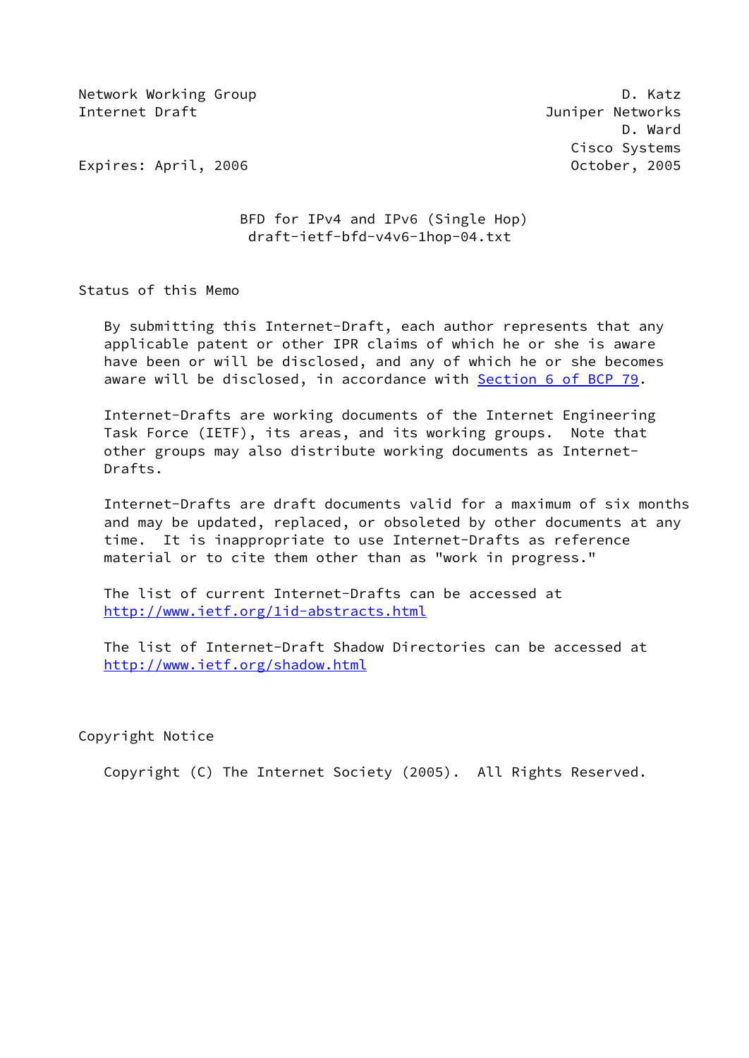Network Working Group D. Katz
Internet Draft Juniper Networks
D. Ward
Cisco Systems
Expires: April, 2006 October, 2005

# BFD for IPv4 and IPv6 (Single Hop)
draft-ietf-bfd-v4v6-1hop-04.txt

## Status of this Memo

By submitting this Internet-Draft, each author represents that any applicable patent or other IPR claims of which he or she is aware have been or will be disclosed, and any of which he or she becomes aware will be disclosed, in accordance with Section 6 of BCP 79.

Internet-Drafts are working documents of the Internet Engineering Task Force (IETF), its areas, and its working groups. Note that other groups may also distribute working documents as Internet-Drafts.

Internet-Drafts are draft documents valid for a maximum of six months and may be updated, replaced, or obsoleted by other documents at any time. It is inappropriate to use Internet-Drafts as reference material or to cite them other than as "work in progress."

The list of current Internet-Drafts can be accessed at http://www.ietf.org/1id-abstracts.html

The list of Internet-Draft Shadow Directories can be accessed at http://www.ietf.org/shadow.html

## Copyright Notice

Copyright (C) The Internet Society (2005). All Rights Reserved.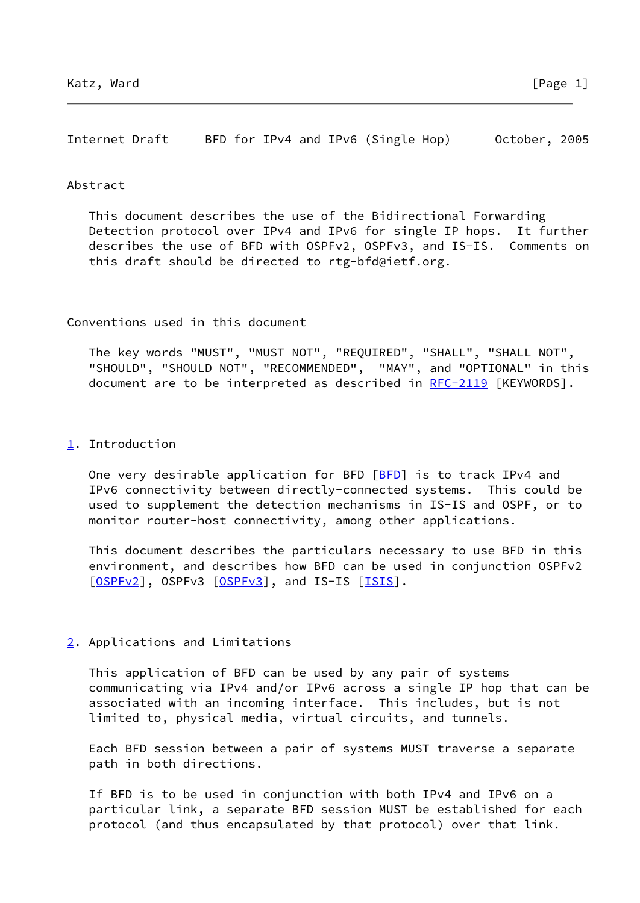## Abstract

This document describes the use of the Bidirectional Forwarding Detection protocol over IPv4 and IPv6 for single IP hops. It further describes the use of BFD with OSPFv2, OSPFv3, and IS-IS. Comments on this draft should be directed to rtg-bfd@ietf.org.

## Conventions used in this document

The key words "MUST", "MUST NOT", "REQUIRED", "SHALL", "SHALL NOT", "SHOULD", "SHOULD NOT", "RECOMMENDED", "MAY", and "OPTIONAL" in this document are to be interpreted as described in RFC-2119 [KEYWORDS].

## 1. Introduction

One very desirable application for BFD [BFD] is to track IPv4 and IPv6 connectivity between directly-connected systems. This could be used to supplement the detection mechanisms in IS-IS and OSPF, or to monitor router-host connectivity, among other applications.

This document describes the particulars necessary to use BFD in this environment, and describes how BFD can be used in conjunction OSPFv2 [OSPFv2], OSPFv3 [OSPFv3], and IS-IS [ISIS].

## 2. Applications and Limitations

This application of BFD can be used by any pair of systems communicating via IPv4 and/or IPv6 across a single IP hop that can be associated with an incoming interface. This includes, but is not limited to, physical media, virtual circuits, and tunnels.

Each BFD session between a pair of systems MUST traverse a separate path in both directions.

If BFD is to be used in conjunction with both IPv4 and IPv6 on a particular link, a separate BFD session MUST be established for each protocol (and thus encapsulated by that protocol) over that link.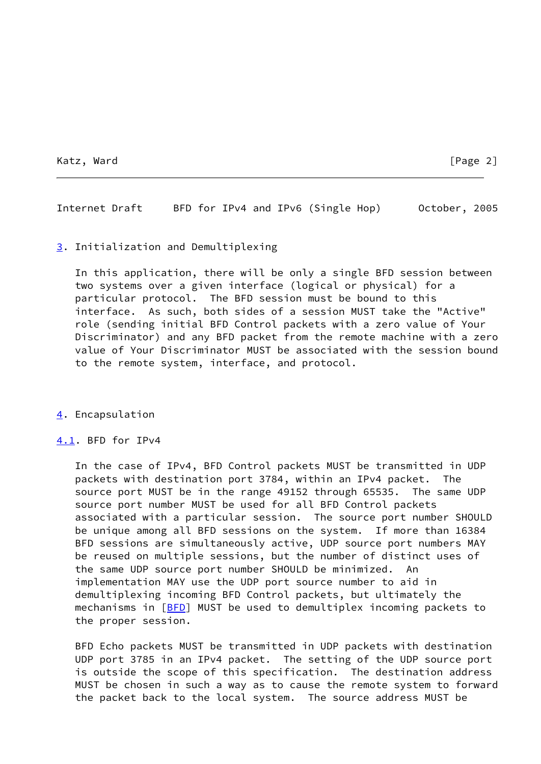## 3. Initialization and Demultiplexing

In this application, there will be only a single BFD session between two systems over a given interface (logical or physical) for a particular protocol. The BFD session must be bound to this interface. As such, both sides of a session MUST take the "Active" role (sending initial BFD Control packets with a zero value of Your Discriminator) and any BFD packet from the remote machine with a zero value of Your Discriminator MUST be associated with the session bound to the remote system, interface, and protocol.

## 4. Encapsulation

### 4.1. BFD for IPv4

In the case of IPv4, BFD Control packets MUST be transmitted in UDP packets with destination port 3784, within an IPv4 packet. The source port MUST be in the range 49152 through 65535. The same UDP source port number MUST be used for all BFD Control packets associated with a particular session. The source port number SHOULD be unique among all BFD sessions on the system. If more than 16384 BFD sessions are simultaneously active, UDP source port numbers MAY be reused on multiple sessions, but the number of distinct uses of the same UDP source port number SHOULD be minimized. An implementation MAY use the UDP port source number to aid in demultiplexing incoming BFD Control packets, but ultimately the mechanisms in [BFD] MUST be used to demultiplex incoming packets to the proper session.

BFD Echo packets MUST be transmitted in UDP packets with destination UDP port 3785 in an IPv4 packet. The setting of the UDP source port is outside the scope of this specification. The destination address MUST be chosen in such a way as to cause the remote system to forward the packet back to the local system. The source address MUST be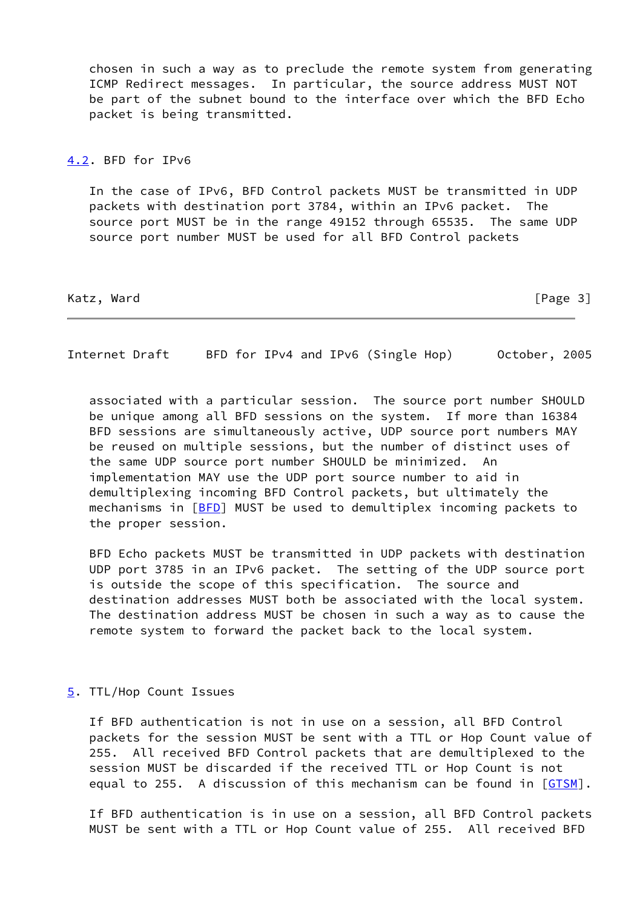chosen in such a way as to preclude the remote system from generating ICMP Redirect messages. In particular, the source address MUST NOT be part of the subnet bound to the interface over which the BFD Echo packet is being transmitted.

## 4.2. BFD for IPv6

In the case of IPv6, BFD Control packets MUST be transmitted in UDP packets with destination port 3784, within an IPv6 packet. The source port MUST be in the range 49152 through 65535. The same UDP source port number MUST be used for all BFD Control packets associated with a particular session. The source port number SHOULD be unique among all BFD sessions on the system. If more than 16384 BFD sessions are simultaneously active, UDP source port numbers MAY be reused on multiple sessions, but the number of distinct uses of the same UDP source port number SHOULD be minimized. An implementation MAY use the UDP port source number to aid in demultiplexing incoming BFD Control packets, but ultimately the mechanisms in [BFD] MUST be used to demultiplex incoming packets to the proper session.

BFD Echo packets MUST be transmitted in UDP packets with destination UDP port 3785 in an IPv6 packet. The setting of the UDP source port is outside the scope of this specification. The source and destination addresses MUST both be associated with the local system. The destination address MUST be chosen in such a way as to cause the remote system to forward the packet back to the local system.

# 5. TTL/Hop Count Issues

If BFD authentication is not in use on a session, all BFD Control packets for the session MUST be sent with a TTL or Hop Count value of 255. All received BFD Control packets that are demultiplexed to the session MUST be discarded if the received TTL or Hop Count is not equal to 255. A discussion of this mechanism can be found in [GTSM].

If BFD authentication is in use on a session, all BFD Control packets MUST be sent with a TTL or Hop Count value of 255. All received BFD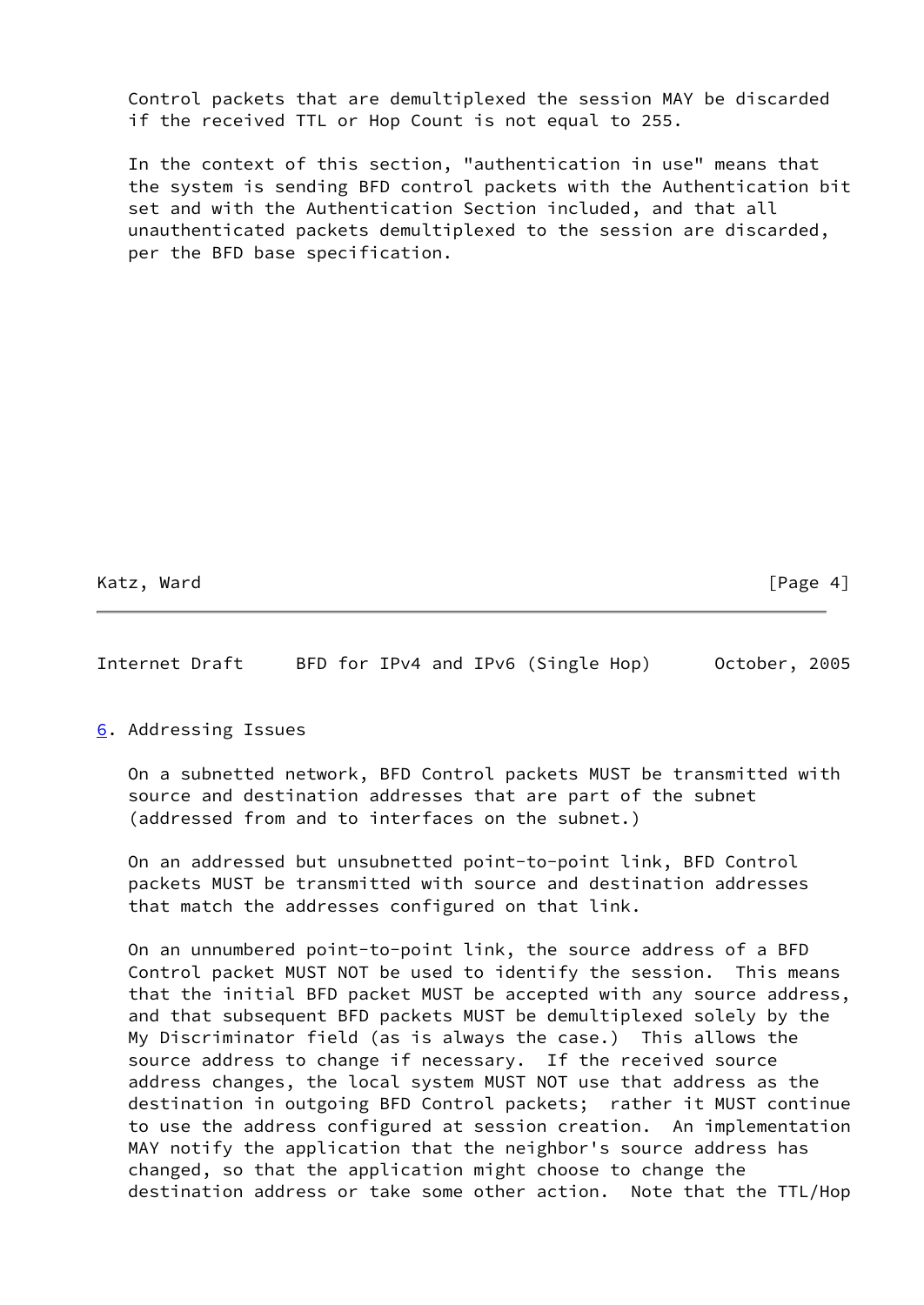Control packets that are demultiplexed the session MAY be discarded if the received TTL or Hop Count is not equal to 255.

In the context of this section, "authentication in use" means that the system is sending BFD control packets with the Authentication bit set and with the Authentication Section included, and that all unauthenticated packets demultiplexed to the session are discarded, per the BFD base specification.

## 6. Addressing Issues

On a subnetted network, BFD Control packets MUST be transmitted with source and destination addresses that are part of the subnet (addressed from and to interfaces on the subnet.)

On an addressed but unsubnetted point-to-point link, BFD Control packets MUST be transmitted with source and destination addresses that match the addresses configured on that link.

On an unnumbered point-to-point link, the source address of a BFD Control packet MUST NOT be used to identify the session. This means that the initial BFD packet MUST be accepted with any source address, and that subsequent BFD packets MUST be demultiplexed solely by the My Discriminator field (as is always the case.) This allows the source address to change if necessary. If the received source address changes, the local system MUST NOT use that address as the destination in outgoing BFD Control packets; rather it MUST continue to use the address configured at session creation. An implementation MAY notify the application that the neighbor's source address has changed, so that the application might choose to change the destination address or take some other action. Note that the TTL/Hop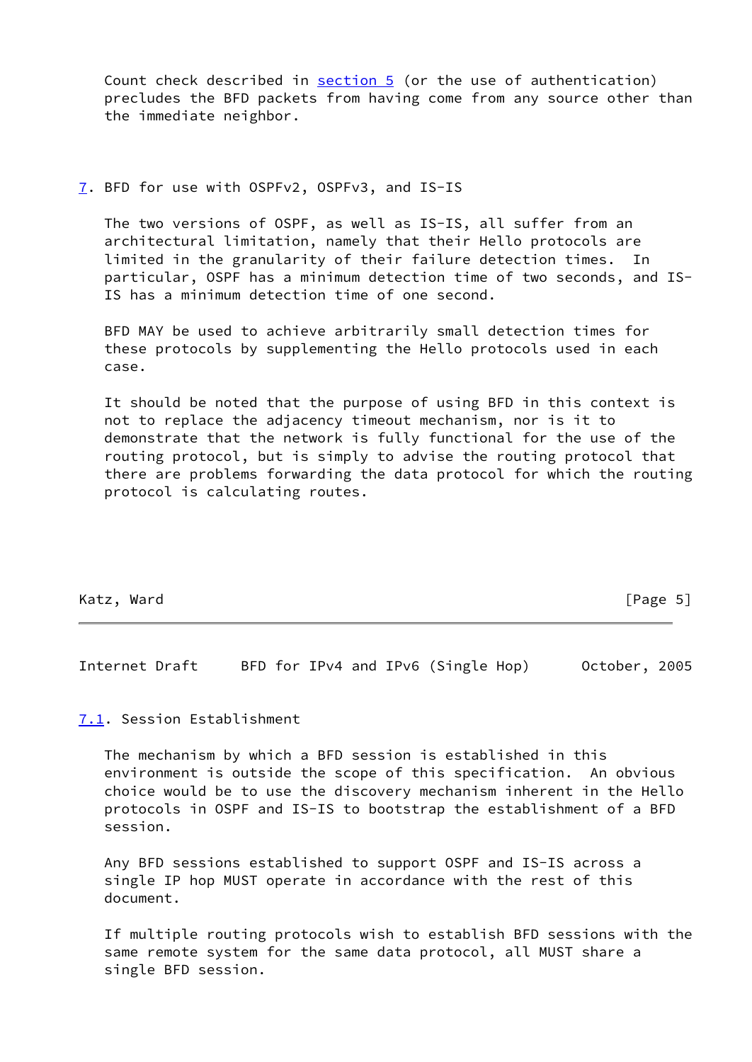Count check described in section 5 (or the use of authentication) precludes the BFD packets from having come from any source other than the immediate neighbor.

## 7. BFD for use with OSPFv2, OSPFv3, and IS-IS

The two versions of OSPF, as well as IS-IS, all suffer from an architectural limitation, namely that their Hello protocols are limited in the granularity of their failure detection times. In particular, OSPF has a minimum detection time of two seconds, and IS-IS has a minimum detection time of one second.

BFD MAY be used to achieve arbitrarily small detection times for these protocols by supplementing the Hello protocols used in each case.

It should be noted that the purpose of using BFD in this context is not to replace the adjacency timeout mechanism, nor is it to demonstrate that the network is fully functional for the use of the routing protocol, but is simply to advise the routing protocol that there are problems forwarding the data protocol for which the routing protocol is calculating routes.

### 7.1. Session Establishment

The mechanism by which a BFD session is established in this environment is outside the scope of this specification. An obvious choice would be to use the discovery mechanism inherent in the Hello protocols in OSPF and IS-IS to bootstrap the establishment of a BFD session.

Any BFD sessions established to support OSPF and IS-IS across a single IP hop MUST operate in accordance with the rest of this document.

If multiple routing protocols wish to establish BFD sessions with the same remote system for the same data protocol, all MUST share a single BFD session.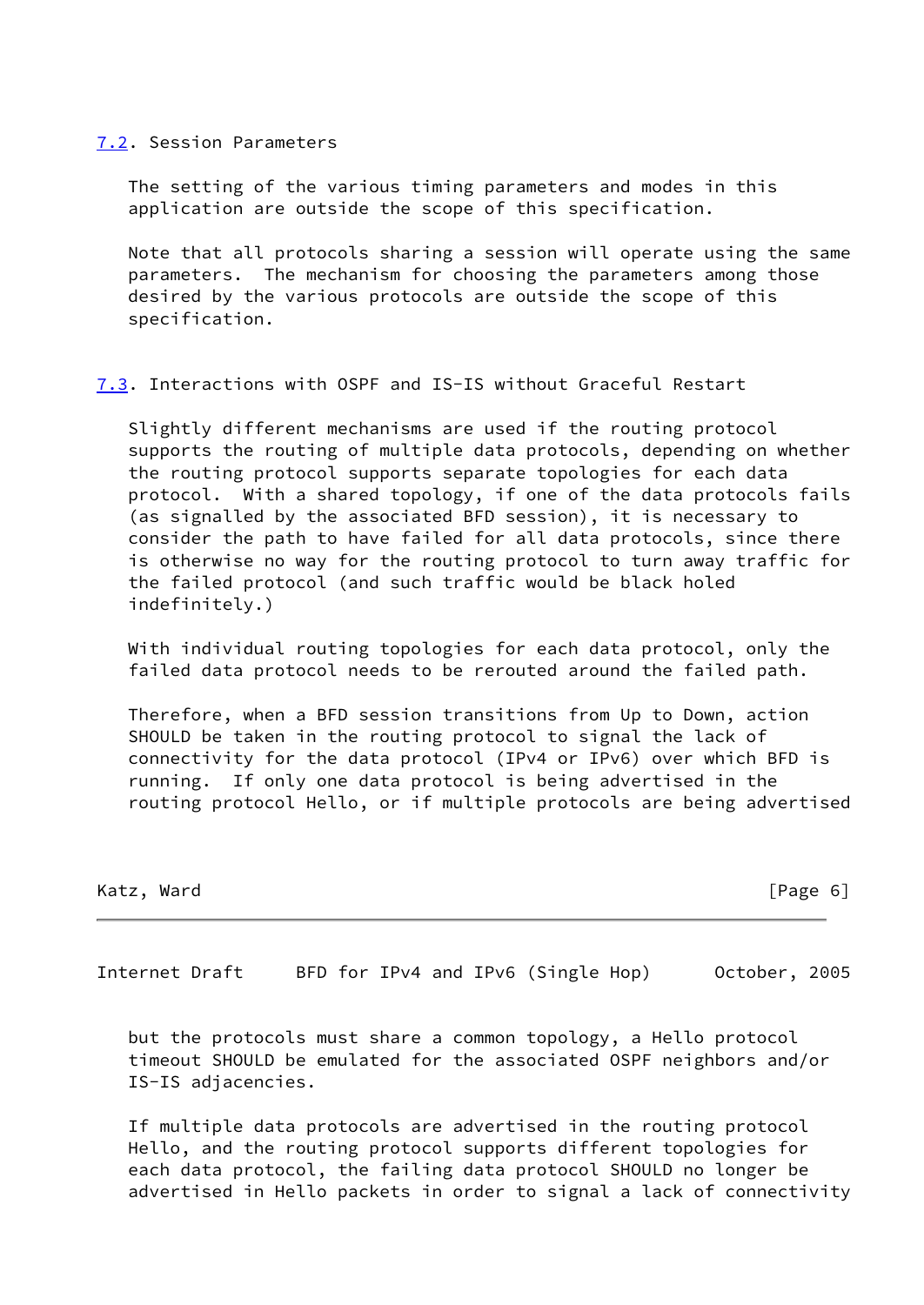## 7.2. Session Parameters

The setting of the various timing parameters and modes in this application are outside the scope of this specification.

Note that all protocols sharing a session will operate using the same parameters. The mechanism for choosing the parameters among those desired by the various protocols are outside the scope of this specification.

## 7.3. Interactions with OSPF and IS-IS without Graceful Restart

Slightly different mechanisms are used if the routing protocol supports the routing of multiple data protocols, depending on whether the routing protocol supports separate topologies for each data protocol. With a shared topology, if one of the data protocols fails (as signalled by the associated BFD session), it is necessary to consider the path to have failed for all data protocols, since there is otherwise no way for the routing protocol to turn away traffic for the failed protocol (and such traffic would be black holed indefinitely.)

With individual routing topologies for each data protocol, only the failed data protocol needs to be rerouted around the failed path.

Therefore, when a BFD session transitions from Up to Down, action SHOULD be taken in the routing protocol to signal the lack of connectivity for the data protocol (IPv4 or IPv6) over which BFD is running. If only one data protocol is being advertised in the routing protocol Hello, or if multiple protocols are being advertised but the protocols must share a common topology, a Hello protocol timeout SHOULD be emulated for the associated OSPF neighbors and/or IS-IS adjacencies.

If multiple data protocols are advertised in the routing protocol Hello, and the routing protocol supports different topologies for each data protocol, the failing data protocol SHOULD no longer be advertised in Hello packets in order to signal a lack of connectivity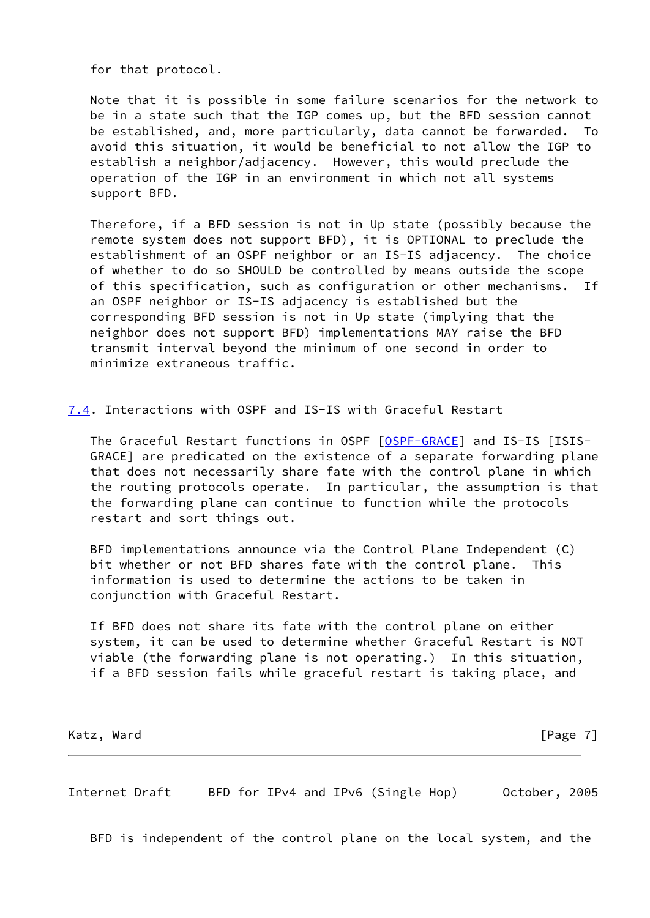for that protocol.

Note that it is possible in some failure scenarios for the network to be in a state such that the IGP comes up, but the BFD session cannot be established, and, more particularly, data cannot be forwarded. To avoid this situation, it would be beneficial to not allow the IGP to establish a neighbor/adjacency. However, this would preclude the operation of the IGP in an environment in which not all systems support BFD.

Therefore, if a BFD session is not in Up state (possibly because the remote system does not support BFD), it is OPTIONAL to preclude the establishment of an OSPF neighbor or an IS-IS adjacency. The choice of whether to do so SHOULD be controlled by means outside the scope of this specification, such as configuration or other mechanisms. If an OSPF neighbor or IS-IS adjacency is established but the corresponding BFD session is not in Up state (implying that the neighbor does not support BFD) implementations MAY raise the BFD transmit interval beyond the minimum of one second in order to minimize extraneous traffic.

## 7.4. Interactions with OSPF and IS-IS with Graceful Restart

The Graceful Restart functions in OSPF [OSPF-GRACE] and IS-IS [ISIS-GRACE] are predicated on the existence of a separate forwarding plane that does not necessarily share fate with the control plane in which the routing protocols operate. In particular, the assumption is that the forwarding plane can continue to function while the protocols restart and sort things out.

BFD implementations announce via the Control Plane Independent (C) bit whether or not BFD shares fate with the control plane. This information is used to determine the actions to be taken in conjunction with Graceful Restart.

If BFD does not share its fate with the control plane on either system, it can be used to determine whether Graceful Restart is NOT viable (the forwarding plane is not operating.) In this situation, if a BFD session fails while graceful restart is taking place, and BFD is independent of the control plane on the local system, and the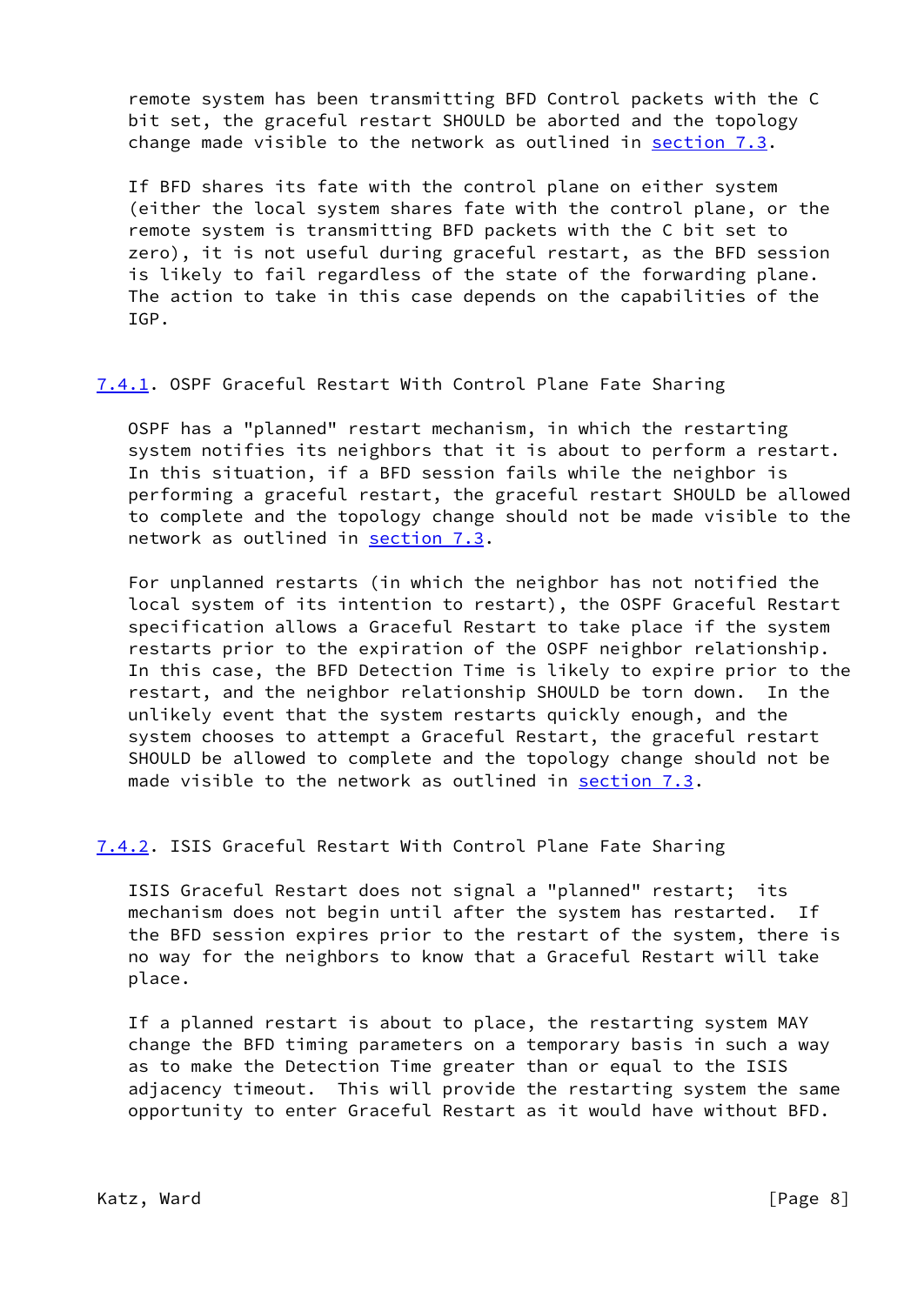remote system has been transmitting BFD Control packets with the C bit set, the graceful restart SHOULD be aborted and the topology change made visible to the network as outlined in section 7.3.

If BFD shares its fate with the control plane on either system (either the local system shares fate with the control plane, or the remote system is transmitting BFD packets with the C bit set to zero), it is not useful during graceful restart, as the BFD session is likely to fail regardless of the state of the forwarding plane. The action to take in this case depends on the capabilities of the IGP.

### 7.4.1. OSPF Graceful Restart With Control Plane Fate Sharing

OSPF has a "planned" restart mechanism, in which the restarting system notifies its neighbors that it is about to perform a restart. In this situation, if a BFD session fails while the neighbor is performing a graceful restart, the graceful restart SHOULD be allowed to complete and the topology change should not be made visible to the network as outlined in section 7.3.

For unplanned restarts (in which the neighbor has not notified the local system of its intention to restart), the OSPF Graceful Restart specification allows a Graceful Restart to take place if the system restarts prior to the expiration of the OSPF neighbor relationship. In this case, the BFD Detection Time is likely to expire prior to the restart, and the neighbor relationship SHOULD be torn down. In the unlikely event that the system restarts quickly enough, and the system chooses to attempt a Graceful Restart, the graceful restart SHOULD be allowed to complete and the topology change should not be made visible to the network as outlined in section 7.3.

### 7.4.2. ISIS Graceful Restart With Control Plane Fate Sharing

ISIS Graceful Restart does not signal a "planned" restart; its mechanism does not begin until after the system has restarted. If the BFD session expires prior to the restart of the system, there is no way for the neighbors to know that a Graceful Restart will take place.

If a planned restart is about to place, the restarting system MAY change the BFD timing parameters on a temporary basis in such a way as to make the Detection Time greater than or equal to the ISIS adjacency timeout. This will provide the restarting system the same opportunity to enter Graceful Restart as it would have without BFD.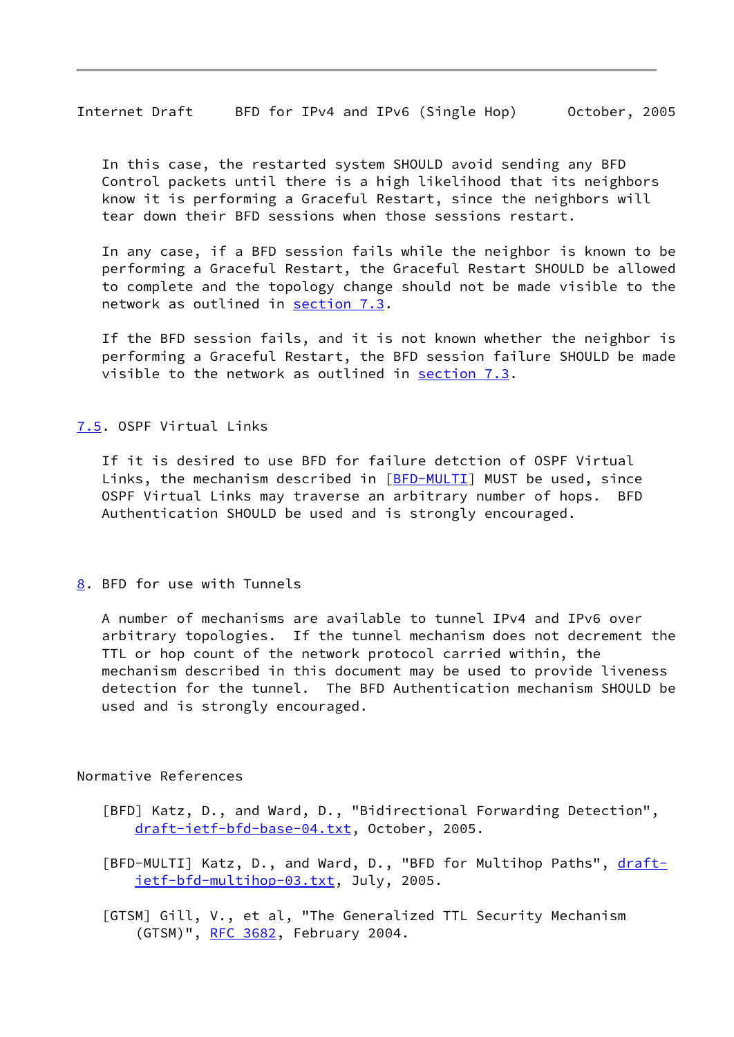In this case, the restarted system SHOULD avoid sending any BFD Control packets until there is a high likelihood that its neighbors know it is performing a Graceful Restart, since the neighbors will tear down their BFD sessions when those sessions restart.

In any case, if a BFD session fails while the neighbor is known to be performing a Graceful Restart, the Graceful Restart SHOULD be allowed to complete and the topology change should not be made visible to the network as outlined in section 7.3.

If the BFD session fails, and it is not known whether the neighbor is performing a Graceful Restart, the BFD session failure SHOULD be made visible to the network as outlined in section 7.3.

### 7.5. OSPF Virtual Links

If it is desired to use BFD for failure detction of OSPF Virtual Links, the mechanism described in [BFD-MULTI] MUST be used, since OSPF Virtual Links may traverse an arbitrary number of hops. BFD Authentication SHOULD be used and is strongly encouraged.

## 8. BFD for use with Tunnels

A number of mechanisms are available to tunnel IPv4 and IPv6 over arbitrary topologies. If the tunnel mechanism does not decrement the TTL or hop count of the network protocol carried within, the mechanism described in this document may be used to provide liveness detection for the tunnel. The BFD Authentication mechanism SHOULD be used and is strongly encouraged.

## Normative References

[BFD] Katz, D., and Ward, D., "Bidirectional Forwarding Detection", draft-ietf-bfd-base-04.txt, October, 2005.

[BFD-MULTI] Katz, D., and Ward, D., "BFD for Multihop Paths", draft-ietf-bfd-multihop-03.txt, July, 2005.

[GTSM] Gill, V., et al, "The Generalized TTL Security Mechanism (GTSM)", RFC 3682, February 2004.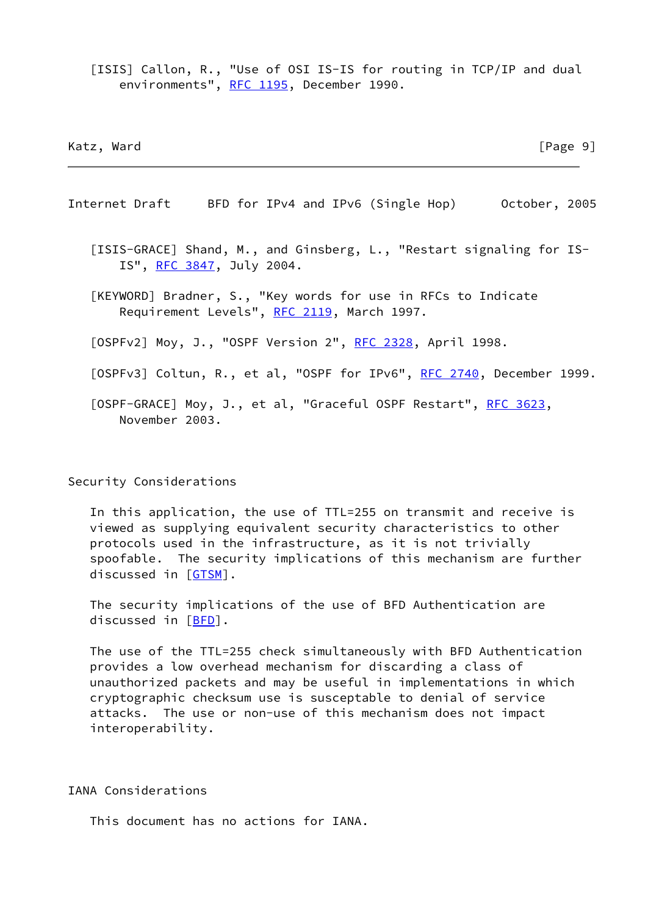[ISIS] Callon, R., "Use of OSI IS-IS for routing in TCP/IP and dual environments", RFC 1195, December 1990.

[ISIS-GRACE] Shand, M., and Ginsberg, L., "Restart signaling for IS-IS", RFC 3847, July 2004.

[KEYWORD] Bradner, S., "Key words for use in RFCs to Indicate Requirement Levels", RFC 2119, March 1997.

[OSPFv2] Moy, J., "OSPF Version 2", RFC 2328, April 1998.

[OSPFv3] Coltun, R., et al, "OSPF for IPv6", RFC 2740, December 1999.

[OSPF-GRACE] Moy, J., et al, "Graceful OSPF Restart", RFC 3623, November 2003.

## Security Considerations

In this application, the use of TTL=255 on transmit and receive is viewed as supplying equivalent security characteristics to other protocols used in the infrastructure, as it is not trivially spoofable. The security implications of this mechanism are further discussed in [GTSM].

The security implications of the use of BFD Authentication are discussed in [BFD].

The use of the TTL=255 check simultaneously with BFD Authentication provides a low overhead mechanism for discarding a class of unauthorized packets and may be useful in implementations in which cryptographic checksum use is susceptable to denial of service attacks. The use or non-use of this mechanism does not impact interoperability.

## IANA Considerations

This document has no actions for IANA.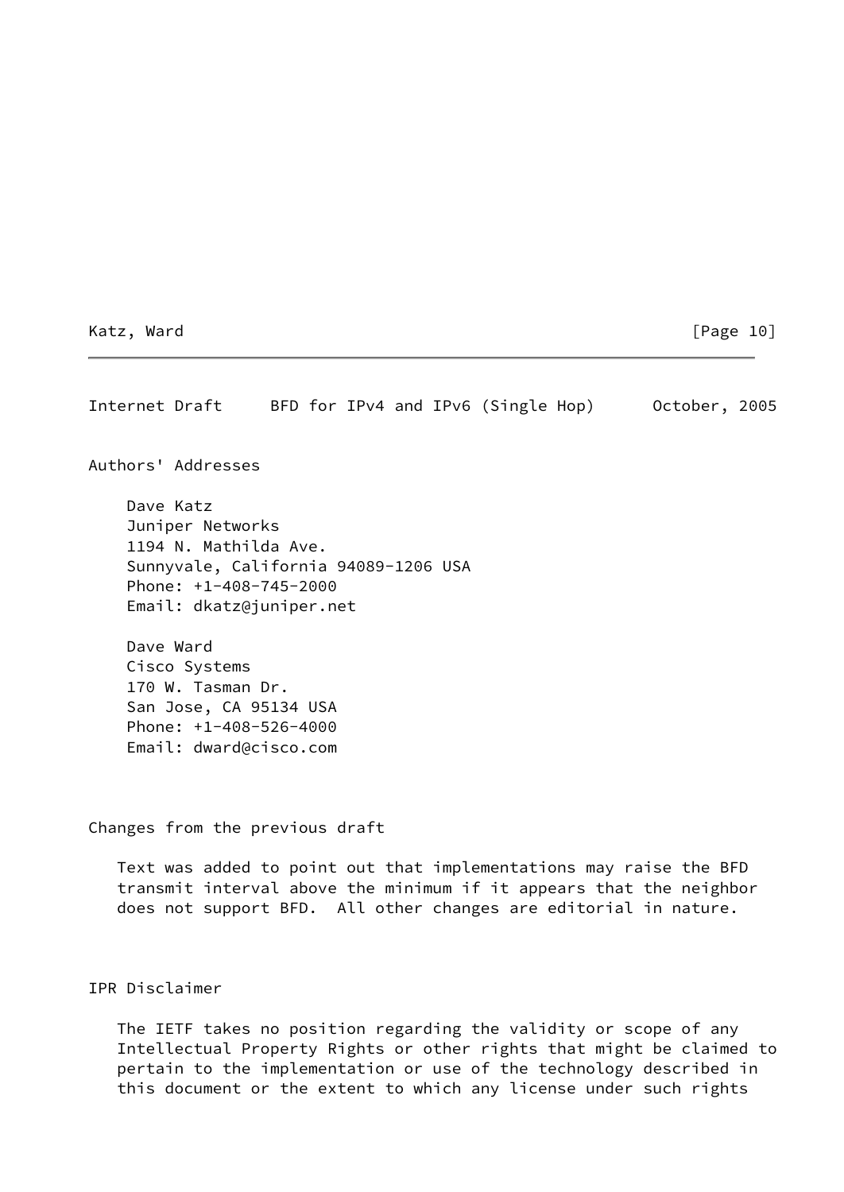## Authors' Addresses

Dave Katz
Juniper Networks
1194 N. Mathilda Ave.
Sunnyvale, California 94089-1206 USA
Phone: +1-408-745-2000
Email: dkatz@juniper.net

Dave Ward
Cisco Systems
170 W. Tasman Dr.
San Jose, CA 95134 USA
Phone: +1-408-526-4000
Email: dward@cisco.com

## Changes from the previous draft

Text was added to point out that implementations may raise the BFD transmit interval above the minimum if it appears that the neighbor does not support BFD. All other changes are editorial in nature.

## IPR Disclaimer

The IETF takes no position regarding the validity or scope of any Intellectual Property Rights or other rights that might be claimed to pertain to the implementation or use of the technology described in this document or the extent to which any license under such rights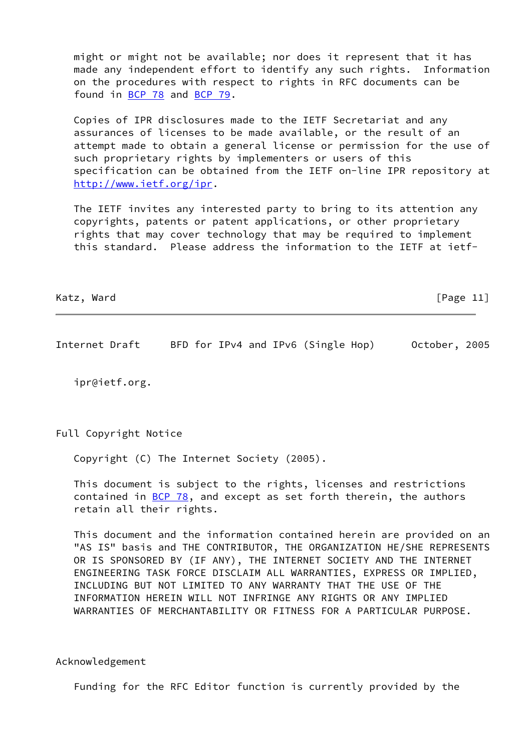might or might not be available; nor does it represent that it has made any independent effort to identify any such rights. Information on the procedures with respect to rights in RFC documents can be found in BCP 78 and BCP 79.

Copies of IPR disclosures made to the IETF Secretariat and any assurances of licenses to be made available, or the result of an attempt made to obtain a general license or permission for the use of such proprietary rights by implementers or users of this specification can be obtained from the IETF on-line IPR repository at http://www.ietf.org/ipr.

The IETF invites any interested party to bring to its attention any copyrights, patents or patent applications, or other proprietary rights that may cover technology that may be required to implement this standard. Please address the information to the IETF at ietf-ipr@ietf.org.

## Full Copyright Notice

Copyright (C) The Internet Society (2005).

This document is subject to the rights, licenses and restrictions contained in BCP 78, and except as set forth therein, the authors retain all their rights.

This document and the information contained herein are provided on an "AS IS" basis and THE CONTRIBUTOR, THE ORGANIZATION HE/SHE REPRESENTS OR IS SPONSORED BY (IF ANY), THE INTERNET SOCIETY AND THE INTERNET ENGINEERING TASK FORCE DISCLAIM ALL WARRANTIES, EXPRESS OR IMPLIED, INCLUDING BUT NOT LIMITED TO ANY WARRANTY THAT THE USE OF THE INFORMATION HEREIN WILL NOT INFRINGE ANY RIGHTS OR ANY IMPLIED WARRANTIES OF MERCHANTABILITY OR FITNESS FOR A PARTICULAR PURPOSE.

## Acknowledgement

Funding for the RFC Editor function is currently provided by the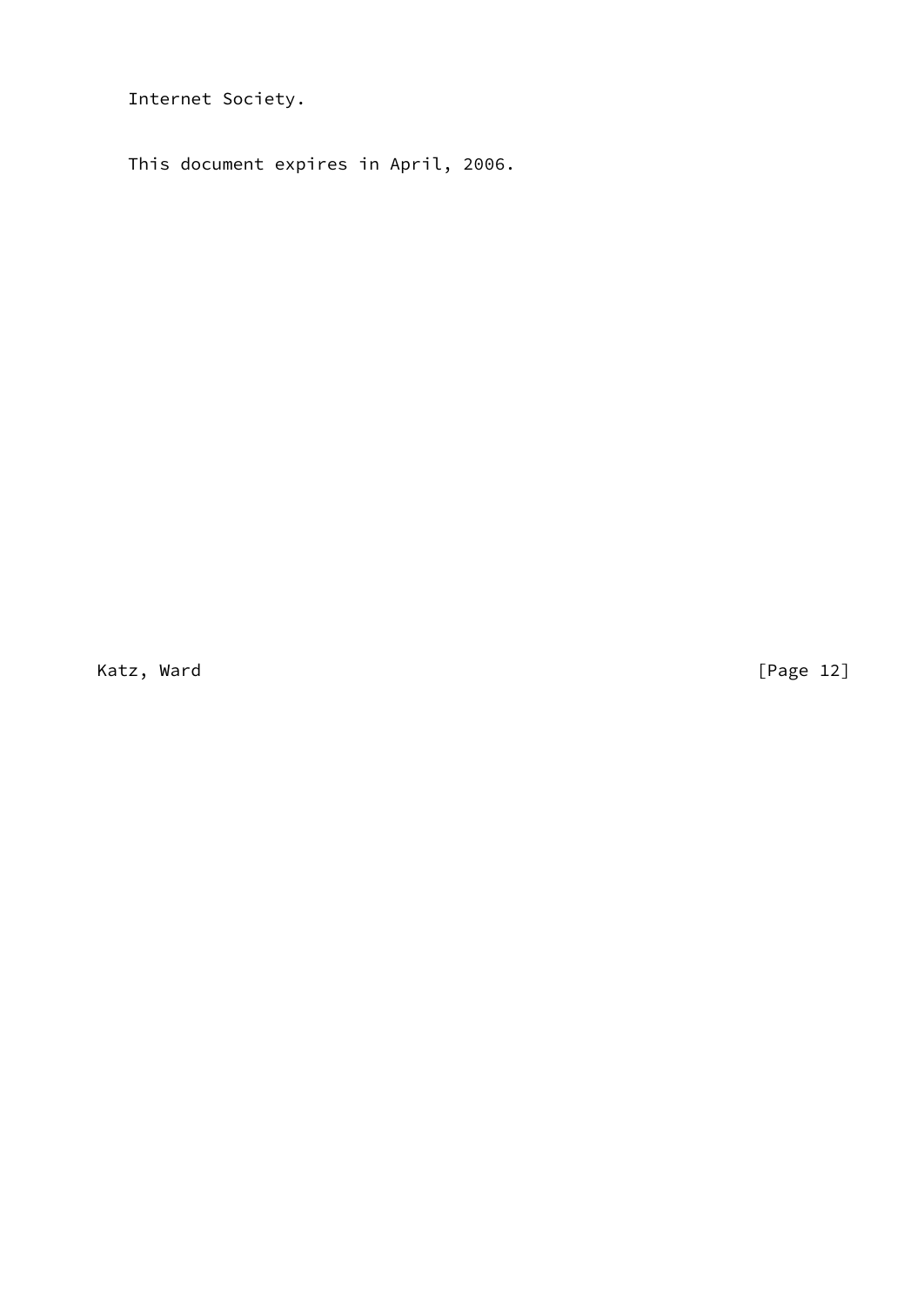Internet Society.

This document expires in April, 2006.